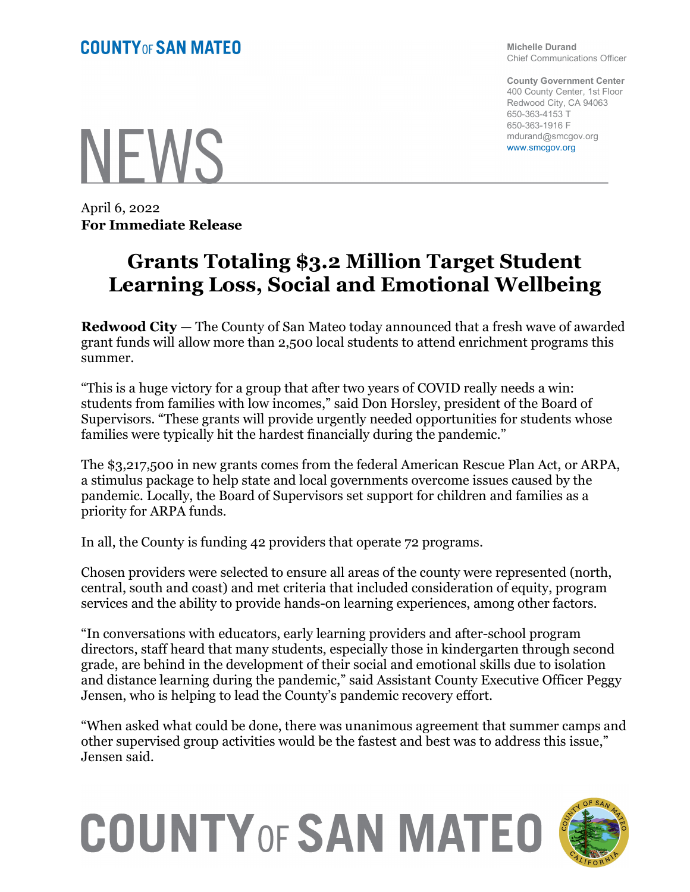COUNTY OF SAN MATEO

Michelle Durand
Chief Communications Officer

County Government Center
400 County Center, 1st Floor
Redwood City, CA 94063
650-363-4153 T
650-363-1916 F
mdurand@smcgov.org
www.smcgov.org

# NEWS

April 6, 2022
**For Immediate Release**

# Grants Totaling $3.2 Million Target Student Learning Loss, Social and Emotional Wellbeing

**Redwood City** — The County of San Mateo today announced that a fresh wave of awarded grant funds will allow more than 2,500 local students to attend enrichment programs this summer.

"This is a huge victory for a group that after two years of COVID really needs a win: students from families with low incomes," said Don Horsley, president of the Board of Supervisors. "These grants will provide urgently needed opportunities for students whose families were typically hit the hardest financially during the pandemic."

The $3,217,500 in new grants comes from the federal American Rescue Plan Act, or ARPA, a stimulus package to help state and local governments overcome issues caused by the pandemic. Locally, the Board of Supervisors set support for children and families as a priority for ARPA funds.

In all, the County is funding 42 providers that operate 72 programs.

Chosen providers were selected to ensure all areas of the county were represented (north, central, south and coast) and met criteria that included consideration of equity, program services and the ability to provide hands-on learning experiences, among other factors.

"In conversations with educators, early learning providers and after-school program directors, staff heard that many students, especially those in kindergarten through second grade, are behind in the development of their social and emotional skills due to isolation and distance learning during the pandemic," said Assistant County Executive Officer Peggy Jensen, who is helping to lead the County's pandemic recovery effort.

"When asked what could be done, there was unanimous agreement that summer camps and other supervised group activities would be the fastest and best was to address this issue," Jensen said.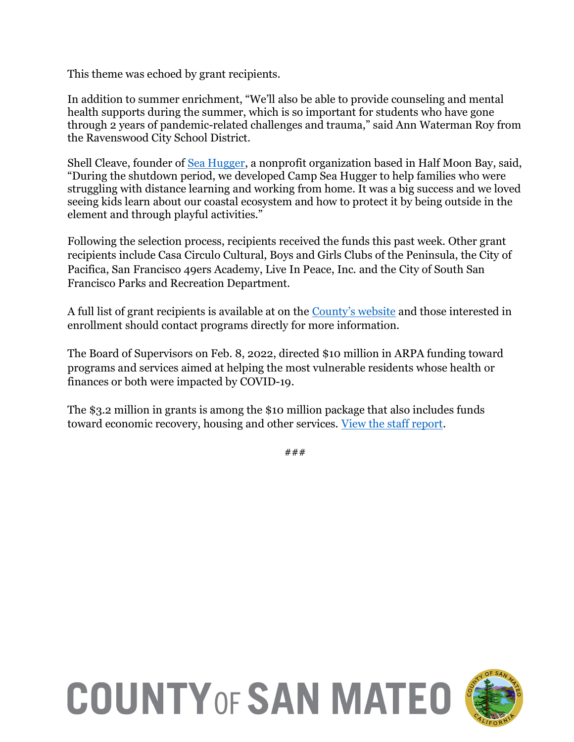This theme was echoed by grant recipients.

In addition to summer enrichment, "We'll also be able to provide counseling and mental health supports during the summer, which is so important for students who have gone through 2 years of pandemic-related challenges and trauma," said Ann Waterman Roy from the Ravenswood City School District.

Shell Cleave, founder of [Sea Hugger](), a nonprofit organization based in Half Moon Bay, said, "During the shutdown period, we developed Camp Sea Hugger to help families who were struggling with distance learning and working from home. It was a big success and we loved seeing kids learn about our coastal ecosystem and how to protect it by being outside in the element and through playful activities."

Following the selection process, recipients received the funds this past week. Other grant recipients include Casa Circulo Cultural, Boys and Girls Clubs of the Peninsula, the City of Pacifica, San Francisco 49ers Academy, Live In Peace, Inc. and the City of South San Francisco Parks and Recreation Department.

A full list of grant recipients is available at on the [County's website]() and those interested in enrollment should contact programs directly for more information.

The Board of Supervisors on Feb. 8, 2022, directed $10 million in ARPA funding toward programs and services aimed at helping the most vulnerable residents whose health or finances or both were impacted by COVID-19.

The $3.2 million in grants is among the $10 million package that also includes funds toward economic recovery, housing and other services. [View the staff report]().

###

COUNTY OF SAN MATEO